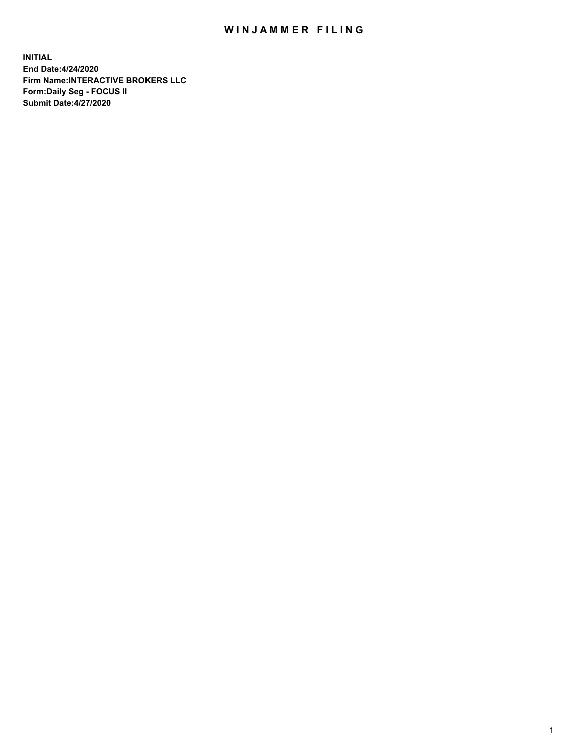# WINJAMMER FILING

**INITIAL**
**End Date:4/24/2020**
**Firm Name:INTERACTIVE BROKERS LLC**
**Form:Daily Seg - FOCUS II**
**Submit Date:4/27/2020**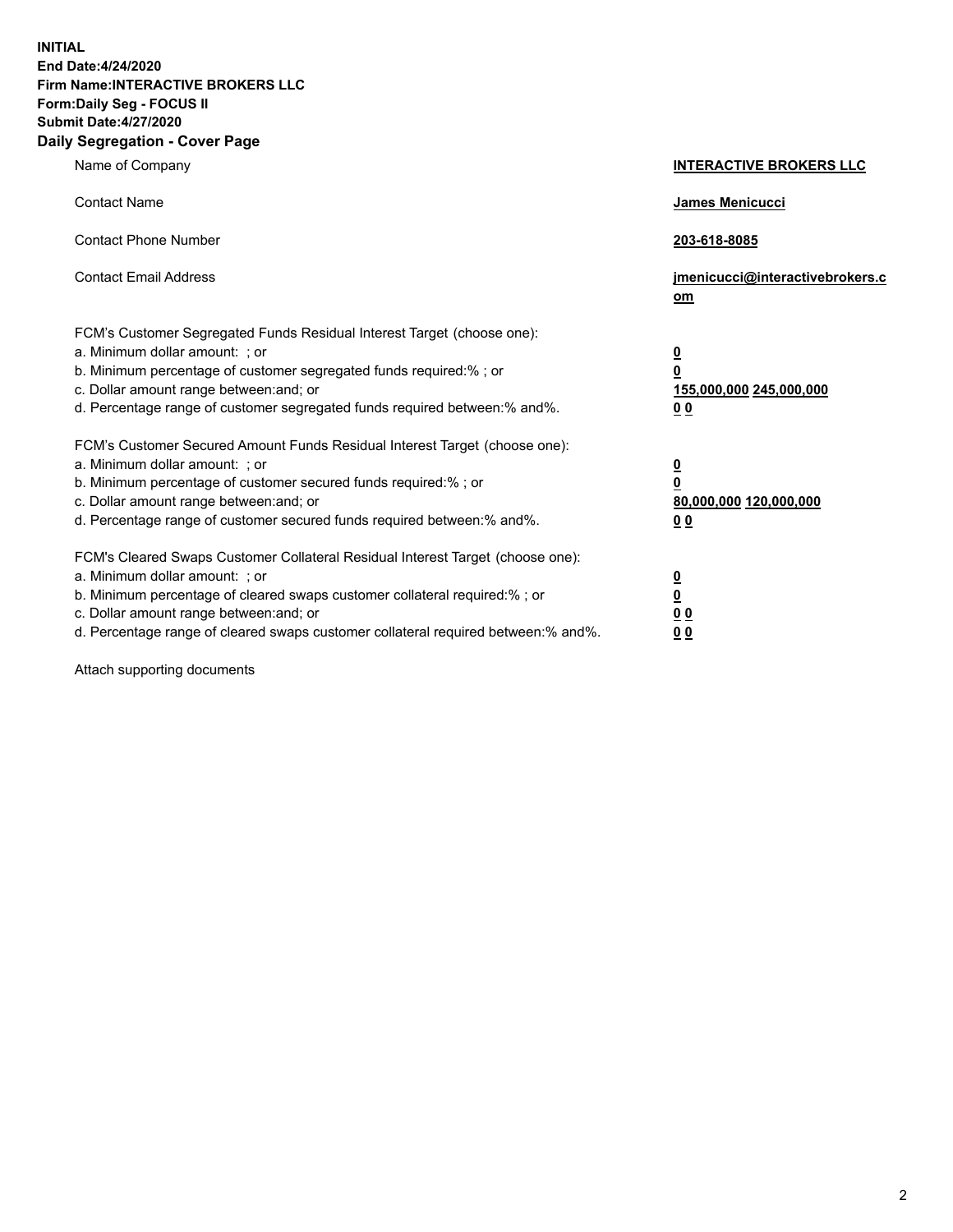**INITIAL**
**End Date:4/24/2020**
**Firm Name:INTERACTIVE BROKERS LLC**
**Form:Daily Seg - FOCUS II**
**Submit Date:4/27/2020**

## Daily Segregation - Cover Page

| | |
|---|---|
| Name of Company | **INTERACTIVE BROKERS LLC** |
| Contact Name | **James Menicucci** |
| Contact Phone Number | **203-618-8085** |
| Contact Email Address | **jmenicucci@interactivebrokers.com** |

FCM's Customer Segregated Funds Residual Interest Target (choose one):

| | |
|---|---|
| a. Minimum dollar amount: ; or | **0** |
| b. Minimum percentage of customer segregated funds required:% ; or | **0** |
| c. Dollar amount range between:and; or | **155,000,000** **245,000,000** |
| d. Percentage range of customer segregated funds required between:% and%. | **0** **0** |

FCM's Customer Secured Amount Funds Residual Interest Target (choose one):

| | |
|---|---|
| a. Minimum dollar amount: ; or | **0** |
| b. Minimum percentage of customer secured funds required:% ; or | **0** |
| c. Dollar amount range between:and; or | **80,000,000** **120,000,000** |
| d. Percentage range of customer secured funds required between:% and%. | **0** **0** |

FCM's Cleared Swaps Customer Collateral Residual Interest Target (choose one):

| | |
|---|---|
| a. Minimum dollar amount: ; or | **0** |
| b. Minimum percentage of cleared swaps customer collateral required:% ; or | **0** |
| c. Dollar amount range between:and; or | **0** **0** |
| d. Percentage range of cleared swaps customer collateral required between:% and%. | **0** **0** |

Attach supporting documents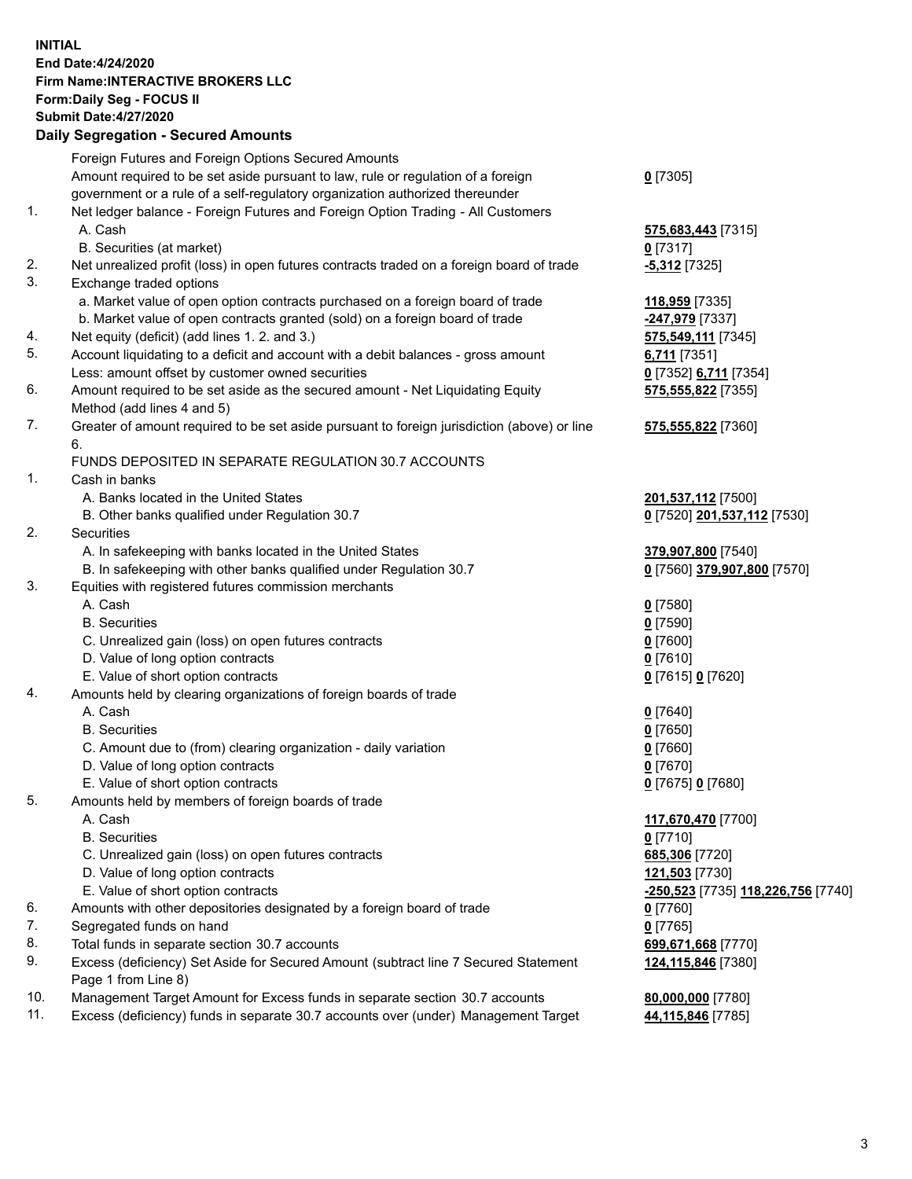**INITIAL**
**End Date:4/24/2020**
**Firm Name:INTERACTIVE BROKERS LLC**
**Form:Daily Seg - FOCUS II**
**Submit Date:4/27/2020**

**Daily Segregation - Secured Amounts**

| | | |
|---|---|---|
| | Foreign Futures and Foreign Options Secured Amounts | |
| | Amount required to be set aside pursuant to law, rule or regulation of a foreign government or a rule of a self-regulatory organization authorized thereunder | **0** [7305] |
| 1. | Net ledger balance - Foreign Futures and Foreign Option Trading - All Customers | |
| | A. Cash | **575,683,443** [7315] |
| | B. Securities (at market) | **0** [7317] |
| 2. | Net unrealized profit (loss) in open futures contracts traded on a foreign board of trade | **-5,312** [7325] |
| 3. | Exchange traded options | |
| | a. Market value of open option contracts purchased on a foreign board of trade | **118,959** [7335] |
| | b. Market value of open contracts granted (sold) on a foreign board of trade | **-247,979** [7337] |
| 4. | Net equity (deficit) (add lines 1. 2. and 3.) | **575,549,111** [7345] |
| 5. | Account liquidating to a deficit and account with a debit balances - gross amount | **6,711** [7351] |
| | Less: amount offset by customer owned securities | **0** [7352] **6,711** [7354] |
| 6. | Amount required to be set aside as the secured amount - Net Liquidating Equity Method (add lines 4 and 5) | **575,555,822** [7355] |
| 7. | Greater of amount required to be set aside pursuant to foreign jurisdiction (above) or line 6. | **575,555,822** [7360] |
| | FUNDS DEPOSITED IN SEPARATE REGULATION 30.7 ACCOUNTS | |
| 1. | Cash in banks | |
| | A. Banks located in the United States | **201,537,112** [7500] |
| | B. Other banks qualified under Regulation 30.7 | **0** [7520] **201,537,112** [7530] |
| 2. | Securities | |
| | A. In safekeeping with banks located in the United States | **379,907,800** [7540] |
| | B. In safekeeping with other banks qualified under Regulation 30.7 | **0** [7560] **379,907,800** [7570] |
| 3. | Equities with registered futures commission merchants | |
| | A. Cash | **0** [7580] |
| | B. Securities | **0** [7590] |
| | C. Unrealized gain (loss) on open futures contracts | **0** [7600] |
| | D. Value of long option contracts | **0** [7610] |
| | E. Value of short option contracts | **0** [7615] **0** [7620] |
| 4. | Amounts held by clearing organizations of foreign boards of trade | |
| | A. Cash | **0** [7640] |
| | B. Securities | **0** [7650] |
| | C. Amount due to (from) clearing organization - daily variation | **0** [7660] |
| | D. Value of long option contracts | **0** [7670] |
| | E. Value of short option contracts | **0** [7675] **0** [7680] |
| 5. | Amounts held by members of foreign boards of trade | |
| | A. Cash | **117,670,470** [7700] |
| | B. Securities | **0** [7710] |
| | C. Unrealized gain (loss) on open futures contracts | **685,306** [7720] |
| | D. Value of long option contracts | **121,503** [7730] |
| | E. Value of short option contracts | **-250,523** [7735] **118,226,756** [7740] |
| 6. | Amounts with other depositories designated by a foreign board of trade | **0** [7760] |
| 7. | Segregated funds on hand | **0** [7765] |
| 8. | Total funds in separate section 30.7 accounts | **699,671,668** [7770] |
| 9. | Excess (deficiency) Set Aside for Secured Amount (subtract line 7 Secured Statement Page 1 from Line 8) | **124,115,846** [7380] |
| 10. | Management Target Amount for Excess funds in separate section 30.7 accounts | **80,000,000** [7780] |
| 11. | Excess (deficiency) funds in separate 30.7 accounts over (under) Management Target | **44,115,846** [7785] |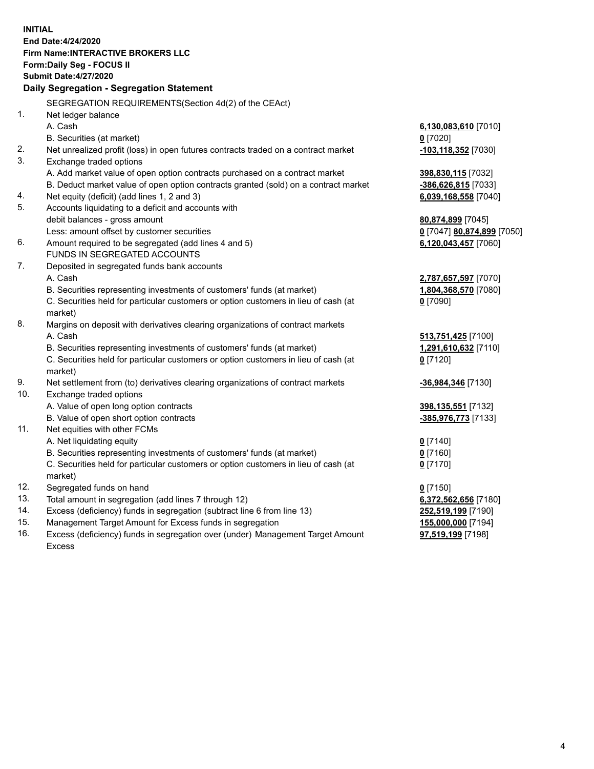**INITIAL**
**End Date:4/24/2020**
**Firm Name:INTERACTIVE BROKERS LLC**
**Form:Daily Seg - FOCUS II**
**Submit Date:4/27/2020**

## Daily Segregation - Segregation Statement

SEGREGATION REQUIREMENTS(Section 4d(2) of the CEAct)

| | | |
|---|---|---|
| 1. | Net ledger balance | |
| | A. Cash | 6,130,083,610 [7010] |
| | B. Securities (at market) | 0 [7020] |
| 2. | Net unrealized profit (loss) in open futures contracts traded on a contract market | -103,118,352 [7030] |
| 3. | Exchange traded options | |
| | A. Add market value of open option contracts purchased on a contract market | 398,830,115 [7032] |
| | B. Deduct market value of open option contracts granted (sold) on a contract market | -386,626,815 [7033] |
| 4. | Net equity (deficit) (add lines 1, 2 and 3) | 6,039,168,558 [7040] |
| 5. | Accounts liquidating to a deficit and accounts with debit balances - gross amount | 80,874,899 [7045] |
| | Less: amount offset by customer securities | 0 [7047] 80,874,899 [7050] |
| 6. | Amount required to be segregated (add lines 4 and 5) | 6,120,043,457 [7060] |
| | FUNDS IN SEGREGATED ACCOUNTS | |
| 7. | Deposited in segregated funds bank accounts | |
| | A. Cash | 2,787,657,597 [7070] |
| | B. Securities representing investments of customers' funds (at market) | 1,804,368,570 [7080] |
| | C. Securities held for particular customers or option customers in lieu of cash (at market) | 0 [7090] |
| 8. | Margins on deposit with derivatives clearing organizations of contract markets | |
| | A. Cash | 513,751,425 [7100] |
| | B. Securities representing investments of customers' funds (at market) | 1,291,610,632 [7110] |
| | C. Securities held for particular customers or option customers in lieu of cash (at market) | 0 [7120] |
| 9. | Net settlement from (to) derivatives clearing organizations of contract markets | -36,984,346 [7130] |
| 10. | Exchange traded options | |
| | A. Value of open long option contracts | 398,135,551 [7132] |
| | B. Value of open short option contracts | -385,976,773 [7133] |
| 11. | Net equities with other FCMs | |
| | A. Net liquidating equity | 0 [7140] |
| | B. Securities representing investments of customers' funds (at market) | 0 [7160] |
| | C. Securities held for particular customers or option customers in lieu of cash (at market) | 0 [7170] |
| 12. | Segregated funds on hand | 0 [7150] |
| 13. | Total amount in segregation (add lines 7 through 12) | 6,372,562,656 [7180] |
| 14. | Excess (deficiency) funds in segregation (subtract line 6 from line 13) | 252,519,199 [7190] |
| 15. | Management Target Amount for Excess funds in segregation | 155,000,000 [7194] |
| 16. | Excess (deficiency) funds in segregation over (under) Management Target Amount Excess | 97,519,199 [7198] |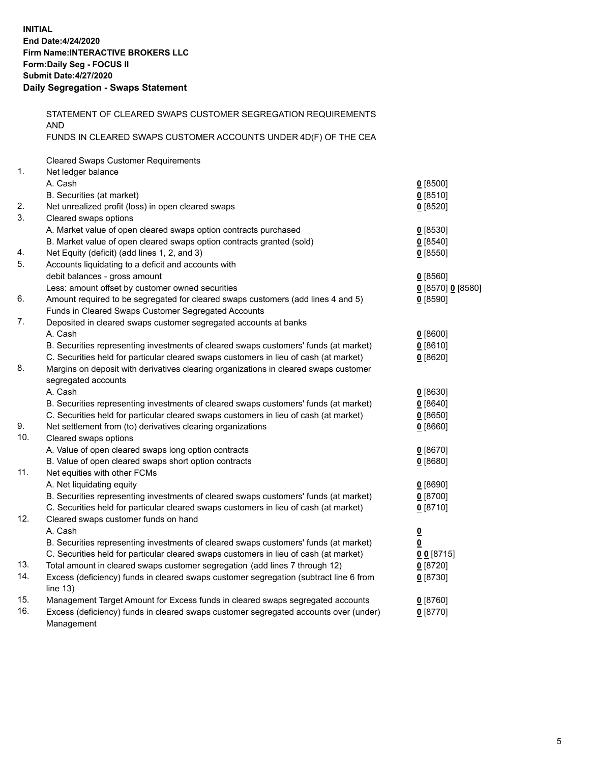**INITIAL**
**End Date:4/24/2020**
**Firm Name:INTERACTIVE BROKERS LLC**
**Form:Daily Seg - FOCUS II**
**Submit Date:4/27/2020**
**Daily Segregation - Swaps Statement**

STATEMENT OF CLEARED SWAPS CUSTOMER SEGREGATION REQUIREMENTS AND FUNDS IN CLEARED SWAPS CUSTOMER ACCOUNTS UNDER 4D(F) OF THE CEA

| | | |
|---|---|---|
| | Cleared Swaps Customer Requirements | |
| 1. | Net ledger balance | |
| | A. Cash | 0 [8500] |
| | B. Securities (at market) | 0 [8510] |
| 2. | Net unrealized profit (loss) in open cleared swaps | 0 [8520] |
| 3. | Cleared swaps options | |
| | A. Market value of open cleared swaps option contracts purchased | 0 [8530] |
| | B. Market value of open cleared swaps option contracts granted (sold) | 0 [8540] |
| 4. | Net Equity (deficit) (add lines 1, 2, and 3) | 0 [8550] |
| 5. | Accounts liquidating to a deficit and accounts with debit balances - gross amount | 0 [8560] |
| | Less: amount offset by customer owned securities | 0 [8570] 0 [8580] |
| 6. | Amount required to be segregated for cleared swaps customers (add lines 4 and 5) | 0 [8590] |
| | Funds in Cleared Swaps Customer Segregated Accounts | |
| 7. | Deposited in cleared swaps customer segregated accounts at banks | |
| | A. Cash | 0 [8600] |
| | B. Securities representing investments of cleared swaps customers' funds (at market) | 0 [8610] |
| | C. Securities held for particular cleared swaps customers in lieu of cash (at market) | 0 [8620] |
| 8. | Margins on deposit with derivatives clearing organizations in cleared swaps customer segregated accounts | |
| | A. Cash | 0 [8630] |
| | B. Securities representing investments of cleared swaps customers' funds (at market) | 0 [8640] |
| | C. Securities held for particular cleared swaps customers in lieu of cash (at market) | 0 [8650] |
| 9. | Net settlement from (to) derivatives clearing organizations | 0 [8660] |
| 10. | Cleared swaps options | |
| | A. Value of open cleared swaps long option contracts | 0 [8670] |
| | B. Value of open cleared swaps short option contracts | 0 [8680] |
| 11. | Net equities with other FCMs | |
| | A. Net liquidating equity | 0 [8690] |
| | B. Securities representing investments of cleared swaps customers' funds (at market) | 0 [8700] |
| | C. Securities held for particular cleared swaps customers in lieu of cash (at market) | 0 [8710] |
| 12. | Cleared swaps customer funds on hand | |
| | A. Cash | 0 |
| | B. Securities representing investments of cleared swaps customers' funds (at market) | 0 |
| | C. Securities held for particular cleared swaps customers in lieu of cash (at market) | 0 0 [8715] |
| 13. | Total amount in cleared swaps customer segregation (add lines 7 through 12) | 0 [8720] |
| 14. | Excess (deficiency) funds in cleared swaps customer segregation (subtract line 6 from line 13) | 0 [8730] |
| 15. | Management Target Amount for Excess funds in cleared swaps segregated accounts | 0 [8760] |
| 16. | Excess (deficiency) funds in cleared swaps customer segregated accounts over (under) Management | 0 [8770] |